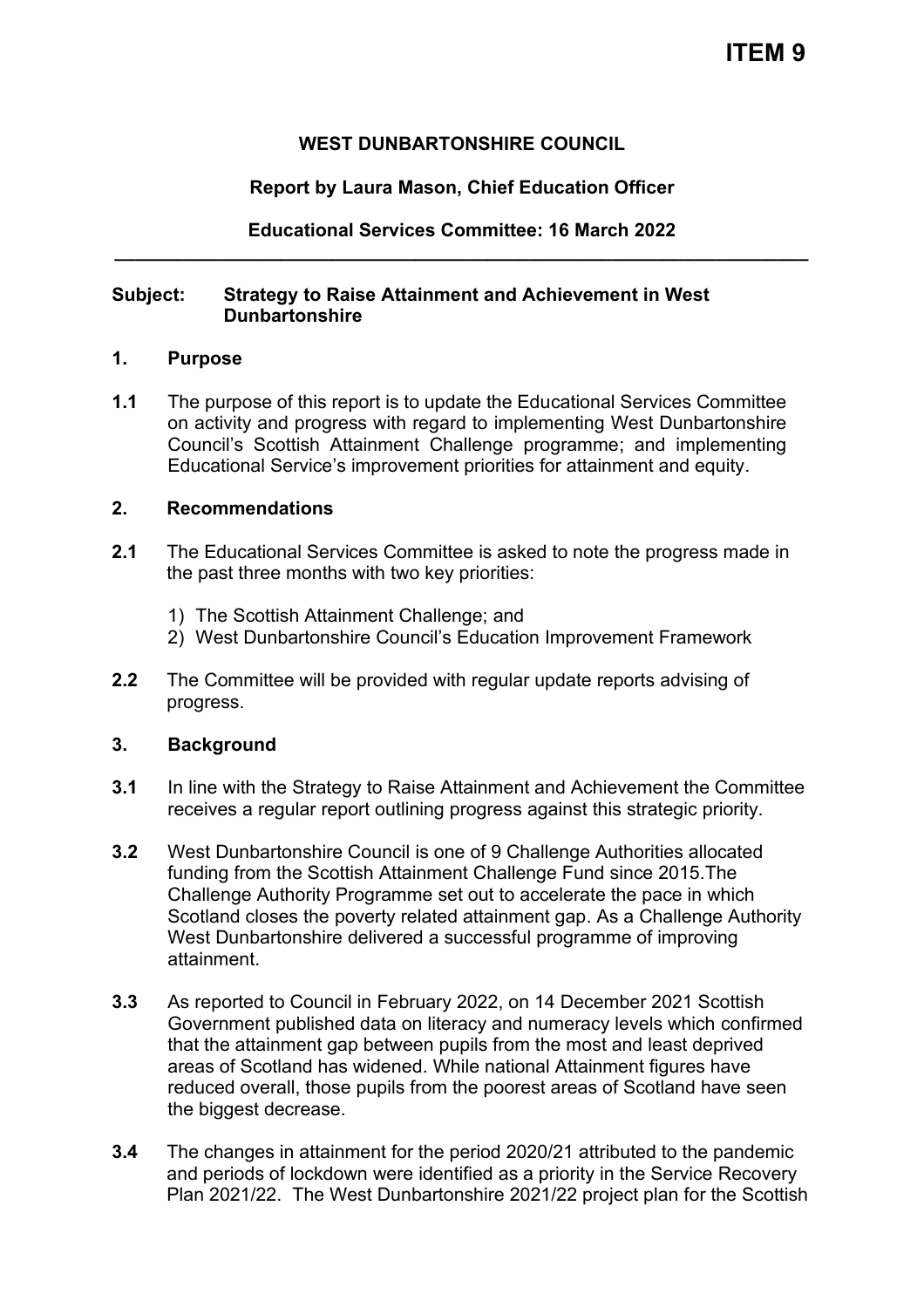# ITEM 9

**WEST DUNBARTONSHIRE COUNCIL**

**Report by Laura Mason, Chief Education Officer**

**Educational Services Committee: 16 March 2022**

---

**Subject: Strategy to Raise Attainment and Achievement in West Dunbartonshire**

## 1. Purpose

**1.1** The purpose of this report is to update the Educational Services Committee on activity and progress with regard to implementing West Dunbartonshire Council's Scottish Attainment Challenge programme; and implementing Educational Service's improvement priorities for attainment and equity.

## 2. Recommendations

**2.1** The Educational Services Committee is asked to note the progress made in the past three months with two key priorities:

1) The Scottish Attainment Challenge; and
2) West Dunbartonshire Council's Education Improvement Framework

**2.2** The Committee will be provided with regular update reports advising of progress.

## 3. Background

**3.1** In line with the Strategy to Raise Attainment and Achievement the Committee receives a regular report outlining progress against this strategic priority.

**3.2** West Dunbartonshire Council is one of 9 Challenge Authorities allocated funding from the Scottish Attainment Challenge Fund since 2015.The Challenge Authority Programme set out to accelerate the pace in which Scotland closes the poverty related attainment gap. As a Challenge Authority West Dunbartonshire delivered a successful programme of improving attainment.

**3.3** As reported to Council in February 2022, on 14 December 2021 Scottish Government published data on literacy and numeracy levels which confirmed that the attainment gap between pupils from the most and least deprived areas of Scotland has widened. While national Attainment figures have reduced overall, those pupils from the poorest areas of Scotland have seen the biggest decrease.

**3.4** The changes in attainment for the period 2020/21 attributed to the pandemic and periods of lockdown were identified as a priority in the Service Recovery Plan 2021/22. The West Dunbartonshire 2021/22 project plan for the Scottish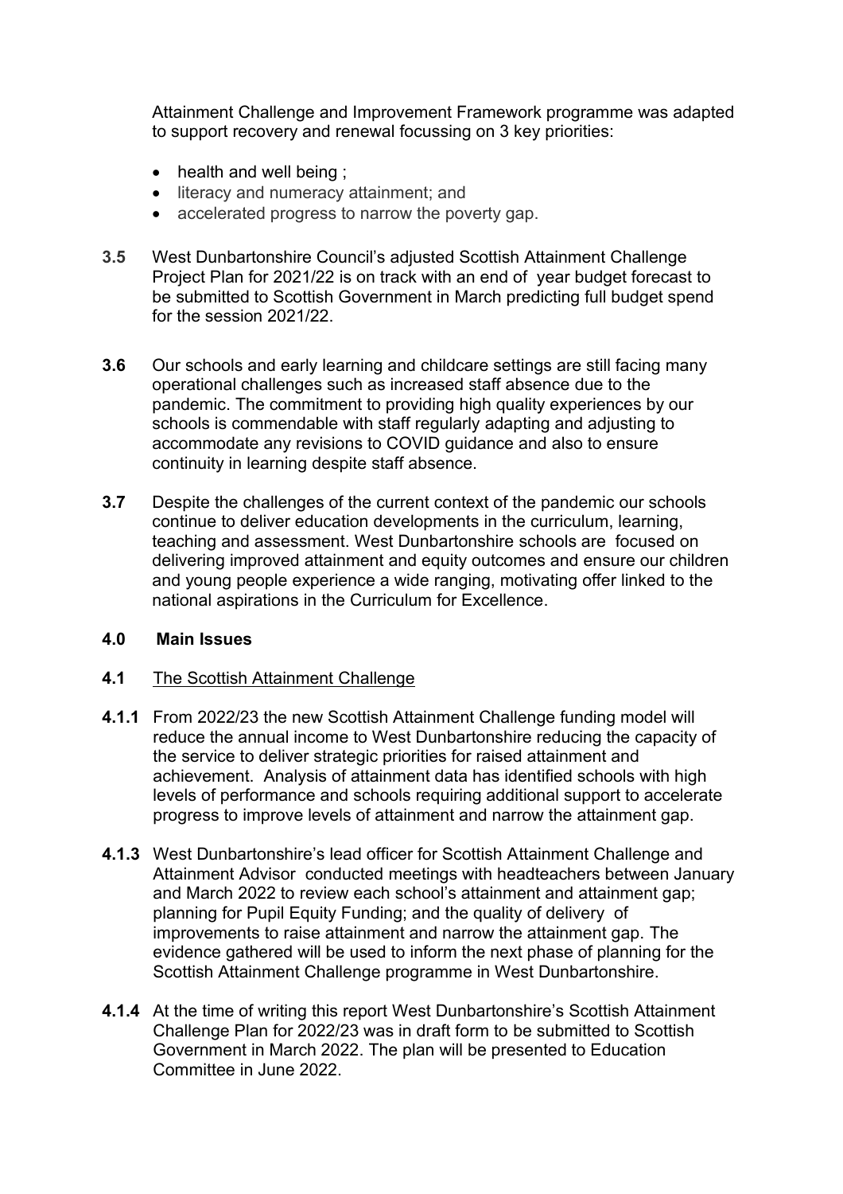Attainment Challenge and Improvement Framework programme was adapted to support recovery and renewal focussing on 3 key priorities:

- health and well being ;
- literacy and numeracy attainment; and
- accelerated progress to narrow the poverty gap.

**3.5** West Dunbartonshire Council's adjusted Scottish Attainment Challenge Project Plan for 2021/22 is on track with an end of year budget forecast to be submitted to Scottish Government in March predicting full budget spend for the session 2021/22.

**3.6** Our schools and early learning and childcare settings are still facing many operational challenges such as increased staff absence due to the pandemic. The commitment to providing high quality experiences by our schools is commendable with staff regularly adapting and adjusting to accommodate any revisions to COVID guidance and also to ensure continuity in learning despite staff absence.

**3.7** Despite the challenges of the current context of the pandemic our schools continue to deliver education developments in the curriculum, learning, teaching and assessment. West Dunbartonshire schools are focused on delivering improved attainment and equity outcomes and ensure our children and young people experience a wide ranging, motivating offer linked to the national aspirations in the Curriculum for Excellence.

## 4.0 Main Issues

**4.1** The Scottish Attainment Challenge

**4.1.1** From 2022/23 the new Scottish Attainment Challenge funding model will reduce the annual income to West Dunbartonshire reducing the capacity of the service to deliver strategic priorities for raised attainment and achievement. Analysis of attainment data has identified schools with high levels of performance and schools requiring additional support to accelerate progress to improve levels of attainment and narrow the attainment gap.

**4.1.3** West Dunbartonshire's lead officer for Scottish Attainment Challenge and Attainment Advisor conducted meetings with headteachers between January and March 2022 to review each school's attainment and attainment gap; planning for Pupil Equity Funding; and the quality of delivery of improvements to raise attainment and narrow the attainment gap. The evidence gathered will be used to inform the next phase of planning for the Scottish Attainment Challenge programme in West Dunbartonshire.

**4.1.4** At the time of writing this report West Dunbartonshire's Scottish Attainment Challenge Plan for 2022/23 was in draft form to be submitted to Scottish Government in March 2022. The plan will be presented to Education Committee in June 2022.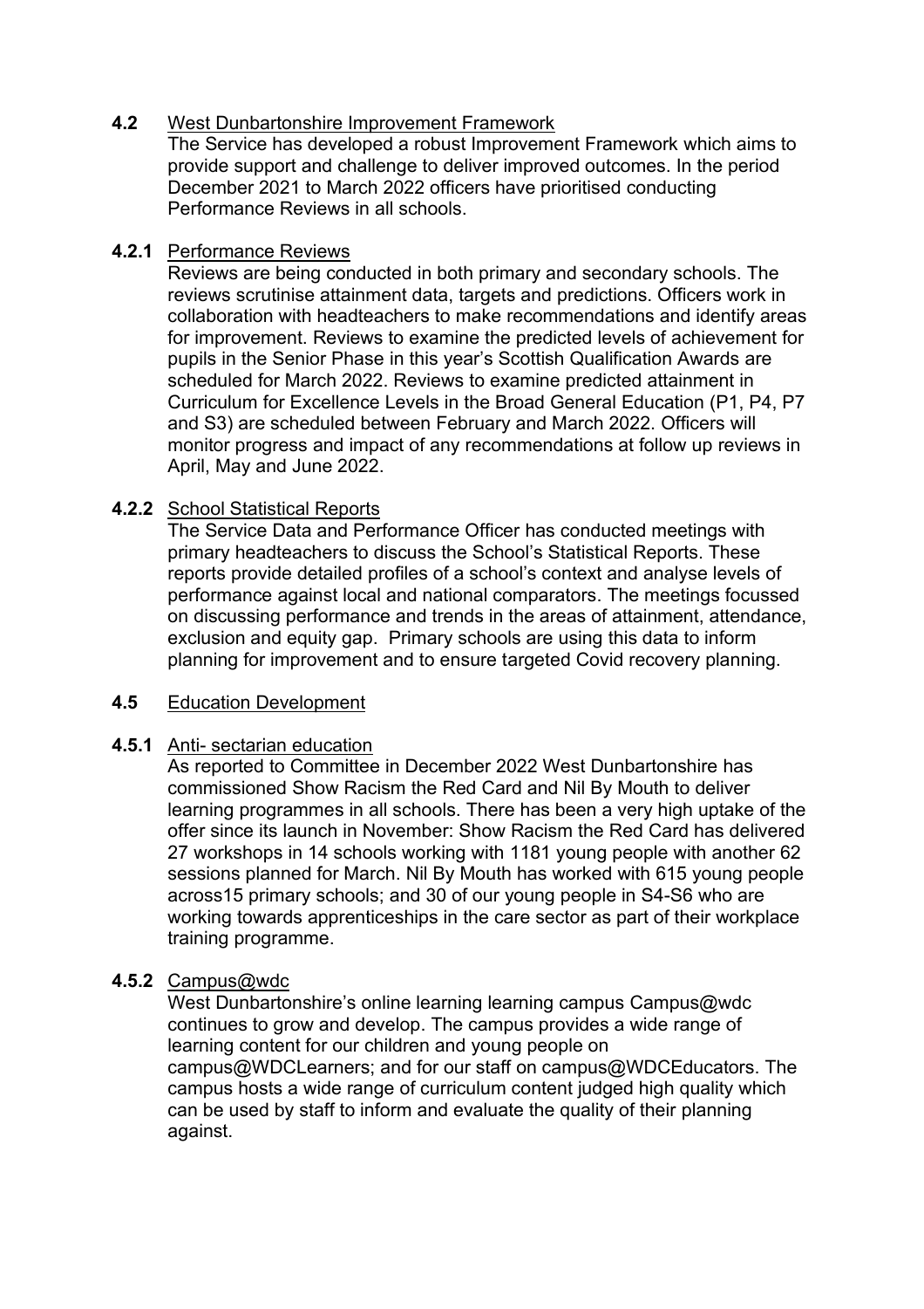**4.2** West Dunbartonshire Improvement Framework

The Service has developed a robust Improvement Framework which aims to provide support and challenge to deliver improved outcomes. In the period December 2021 to March 2022 officers have prioritised conducting Performance Reviews in all schools.

**4.2.1** Performance Reviews

Reviews are being conducted in both primary and secondary schools. The reviews scrutinise attainment data, targets and predictions. Officers work in collaboration with headteachers to make recommendations and identify areas for improvement. Reviews to examine the predicted levels of achievement for pupils in the Senior Phase in this year's Scottish Qualification Awards are scheduled for March 2022. Reviews to examine predicted attainment in Curriculum for Excellence Levels in the Broad General Education (P1, P4, P7 and S3) are scheduled between February and March 2022. Officers will monitor progress and impact of any recommendations at follow up reviews in April, May and June 2022.

**4.2.2** School Statistical Reports

The Service Data and Performance Officer has conducted meetings with primary headteachers to discuss the School's Statistical Reports. These reports provide detailed profiles of a school's context and analyse levels of performance against local and national comparators. The meetings focussed on discussing performance and trends in the areas of attainment, attendance, exclusion and equity gap. Primary schools are using this data to inform planning for improvement and to ensure targeted Covid recovery planning.

**4.5** Education Development

**4.5.1** Anti- sectarian education

As reported to Committee in December 2022 West Dunbartonshire has commissioned Show Racism the Red Card and Nil By Mouth to deliver learning programmes in all schools. There has been a very high uptake of the offer since its launch in November: Show Racism the Red Card has delivered 27 workshops in 14 schools working with 1181 young people with another 62 sessions planned for March. Nil By Mouth has worked with 615 young people across15 primary schools; and 30 of our young people in S4-S6 who are working towards apprenticeships in the care sector as part of their workplace training programme.

**4.5.2** Campus@wdc

West Dunbartonshire's online learning learning campus Campus@wdc continues to grow and develop. The campus provides a wide range of learning content for our children and young people on campus@WDCLearners; and for our staff on campus@WDCEducators. The campus hosts a wide range of curriculum content judged high quality which can be used by staff to inform and evaluate the quality of their planning against.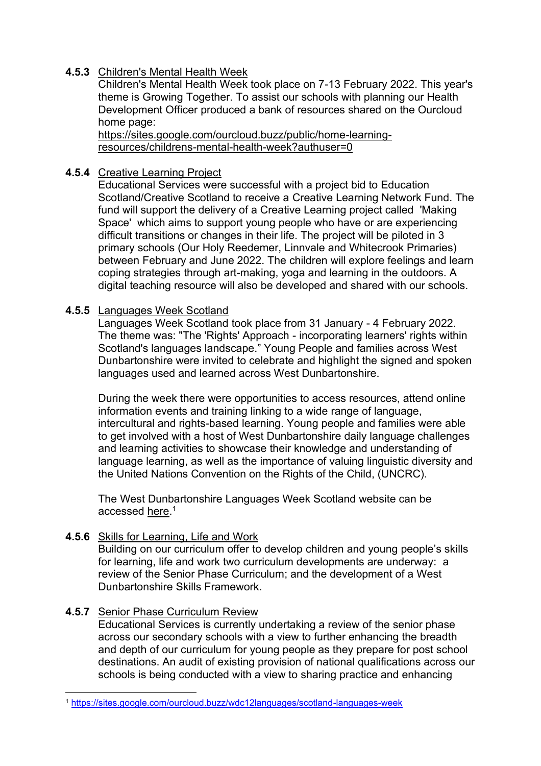**4.5.3** Children's Mental Health Week

Children's Mental Health Week took place on 7-13 February 2022. This year's theme is Growing Together. To assist our schools with planning our Health Development Officer produced a bank of resources shared on the Ourcloud home page:
https://sites.google.com/ourcloud.buzz/public/home-learning-resources/childrens-mental-health-week?authuser=0

**4.5.4** Creative Learning Project

Educational Services were successful with a project bid to Education Scotland/Creative Scotland to receive a Creative Learning Network Fund. The fund will support the delivery of a Creative Learning project called 'Making Space' which aims to support young people who have or are experiencing difficult transitions or changes in their life. The project will be piloted in 3 primary schools (Our Holy Reedemer, Linnvale and Whitecrook Primaries) between February and June 2022. The children will explore feelings and learn coping strategies through art-making, yoga and learning in the outdoors. A digital teaching resource will also be developed and shared with our schools.

**4.5.5** Languages Week Scotland

Languages Week Scotland took place from 31 January - 4 February 2022. The theme was: "The 'Rights' Approach - incorporating learners' rights within Scotland's languages landscape." Young People and families across West Dunbartonshire were invited to celebrate and highlight the signed and spoken languages used and learned across West Dunbartonshire.

During the week there were opportunities to access resources, attend online information events and training linking to a wide range of language, intercultural and rights-based learning. Young people and families were able to get involved with a host of West Dunbartonshire daily language challenges and learning activities to showcase their knowledge and understanding of language learning, as well as the importance of valuing linguistic diversity and the United Nations Convention on the Rights of the Child, (UNCRC).

The West Dunbartonshire Languages Week Scotland website can be accessed here.[1]

**4.5.6** Skills for Learning, Life and Work

Building on our curriculum offer to develop children and young people's skills for learning, life and work two curriculum developments are underway: a review of the Senior Phase Curriculum; and the development of a West Dunbartonshire Skills Framework.

**4.5.7** Senior Phase Curriculum Review

Educational Services is currently undertaking a review of the senior phase across our secondary schools with a view to further enhancing the breadth and depth of our curriculum for young people as they prepare for post school destinations. An audit of existing provision of national qualifications across our schools is being conducted with a view to sharing practice and enhancing

---

[1] https://sites.google.com/ourcloud.buzz/wdc12languages/scotland-languages-week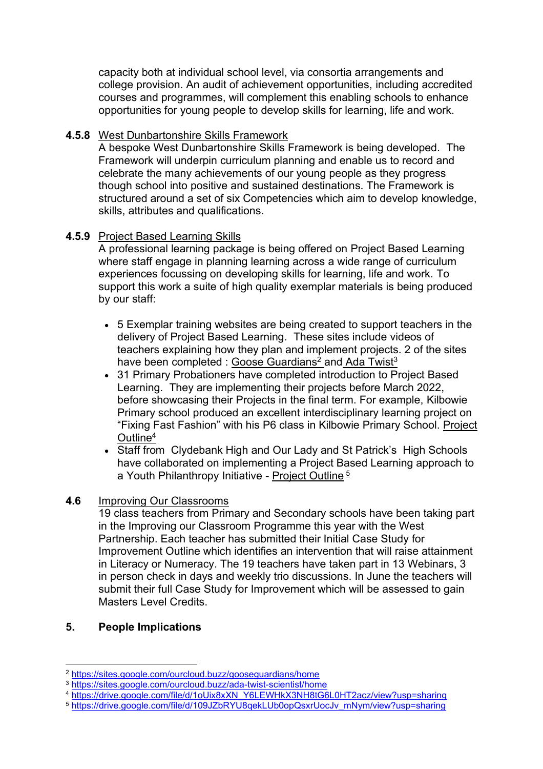capacity both at individual school level, via consortia arrangements and college provision. An audit of achievement opportunities, including accredited courses and programmes, will complement this enabling schools to enhance opportunities for young people to develop skills for learning, life and work.

**4.5.8** West Dunbartonshire Skills Framework

A bespoke West Dunbartonshire Skills Framework is being developed. The Framework will underpin curriculum planning and enable us to record and celebrate the many achievements of our young people as they progress though school into positive and sustained destinations. The Framework is structured around a set of six Competencies which aim to develop knowledge, skills, attributes and qualifications.

**4.5.9** Project Based Learning Skills

A professional learning package is being offered on Project Based Learning where staff engage in planning learning across a wide range of curriculum experiences focussing on developing skills for learning, life and work. To support this work a suite of high quality exemplar materials is being produced by our staff:

- 5 Exemplar training websites are being created to support teachers in the delivery of Project Based Learning. These sites include videos of teachers explaining how they plan and implement projects. 2 of the sites have been completed : Goose Guardians[2] and Ada Twist[3]
- 31 Primary Probationers have completed introduction to Project Based Learning. They are implementing their projects before March 2022, before showcasing their Projects in the final term. For example, Kilbowie Primary school produced an excellent interdisciplinary learning project on "Fixing Fast Fashion" with his P6 class in Kilbowie Primary School. Project Outline[4]
- Staff from Clydebank High and Our Lady and St Patrick's High Schools have collaborated on implementing a Project Based Learning approach to a Youth Philanthropy Initiative - Project Outline[5]

**4.6** Improving Our Classrooms

19 class teachers from Primary and Secondary schools have been taking part in the Improving our Classroom Programme this year with the West Partnership. Each teacher has submitted their Initial Case Study for Improvement Outline which identifies an intervention that will raise attainment in Literacy or Numeracy. The 19 teachers have taken part in 13 Webinars, 3 in person check in days and weekly trio discussions. In June the teachers will submit their full Case Study for Improvement which will be assessed to gain Masters Level Credits.

## 5. People Implications

---

[2] https://sites.google.com/ourcloud.buzz/gooseguardians/home

[3] https://sites.google.com/ourcloud.buzz/ada-twist-scientist/home

[4] https://drive.google.com/file/d/1oUix8xXN_Y6LEWHkX3NH8tG6L0HT2acz/view?usp=sharing

[5] https://drive.google.com/file/d/109JZbRYU8qekLUb0opQsxrUocJv_mNym/view?usp=sharing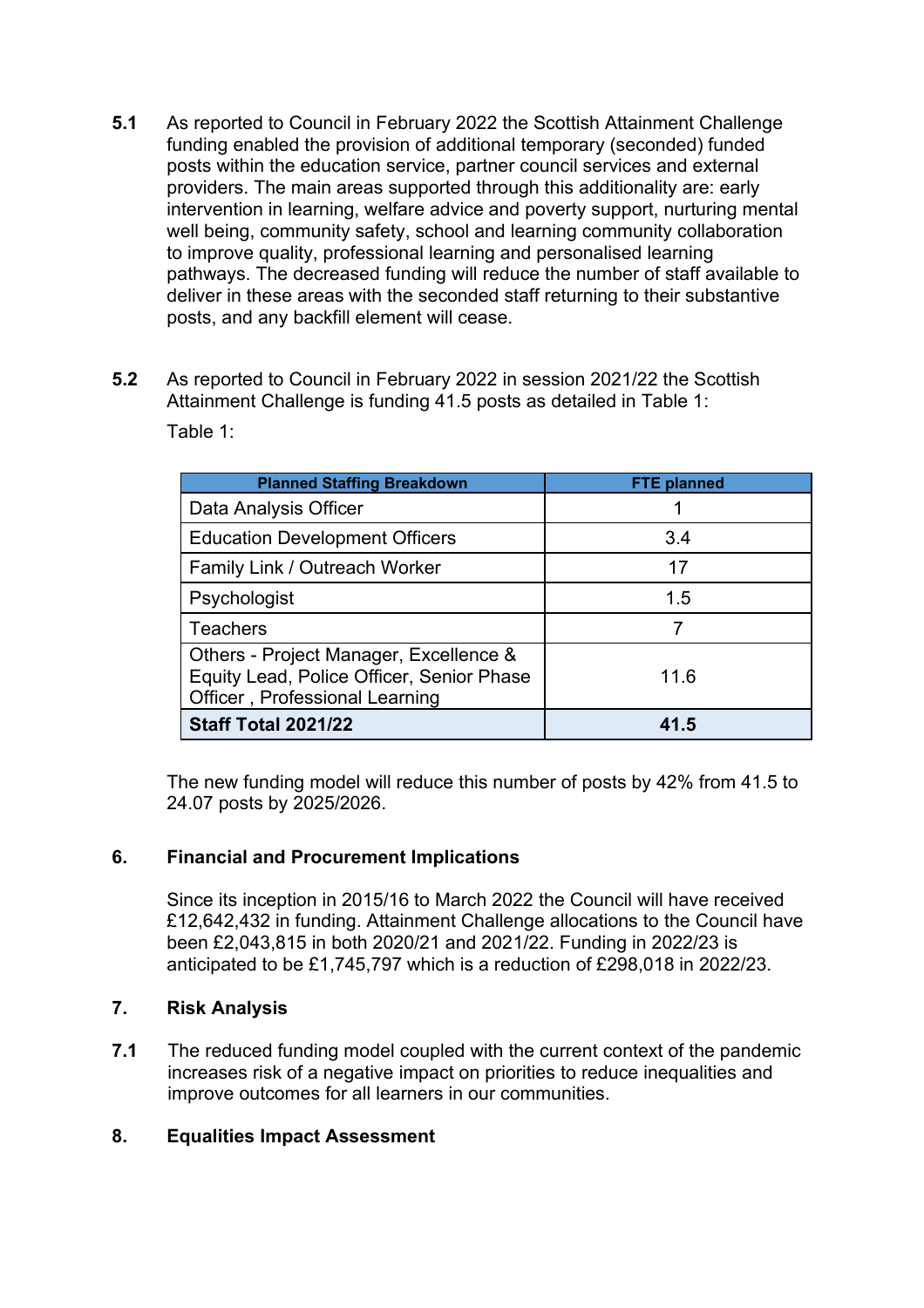**5.1** As reported to Council in February 2022 the Scottish Attainment Challenge funding enabled the provision of additional temporary (seconded) funded posts within the education service, partner council services and external providers. The main areas supported through this additionality are: early intervention in learning, welfare advice and poverty support, nurturing mental well being, community safety, school and learning community collaboration to improve quality, professional learning and personalised learning pathways. The decreased funding will reduce the number of staff available to deliver in these areas with the seconded staff returning to their substantive posts, and any backfill element will cease.

**5.2** As reported to Council in February 2022 in session 2021/22 the Scottish Attainment Challenge is funding 41.5 posts as detailed in Table 1:

Table 1:

| Planned Staffing Breakdown | FTE planned |
|---|---|
| Data Analysis Officer | 1 |
| Education Development Officers | 3.4 |
| Family Link / Outreach Worker | 17 |
| Psychologist | 1.5 |
| Teachers | 7 |
| Others - Project Manager, Excellence & Equity Lead, Police Officer, Senior Phase Officer , Professional Learning | 11.6 |
| **Staff Total 2021/22** | **41.5** |

The new funding model will reduce this number of posts by 42% from 41.5 to 24.07 posts by 2025/2026.

## 6. Financial and Procurement Implications

Since its inception in 2015/16 to March 2022 the Council will have received £12,642,432 in funding. Attainment Challenge allocations to the Council have been £2,043,815 in both 2020/21 and 2021/22. Funding in 2022/23 is anticipated to be £1,745,797 which is a reduction of £298,018 in 2022/23.

## 7. Risk Analysis

**7.1** The reduced funding model coupled with the current context of the pandemic increases risk of a negative impact on priorities to reduce inequalities and improve outcomes for all learners in our communities.

## 8. Equalities Impact Assessment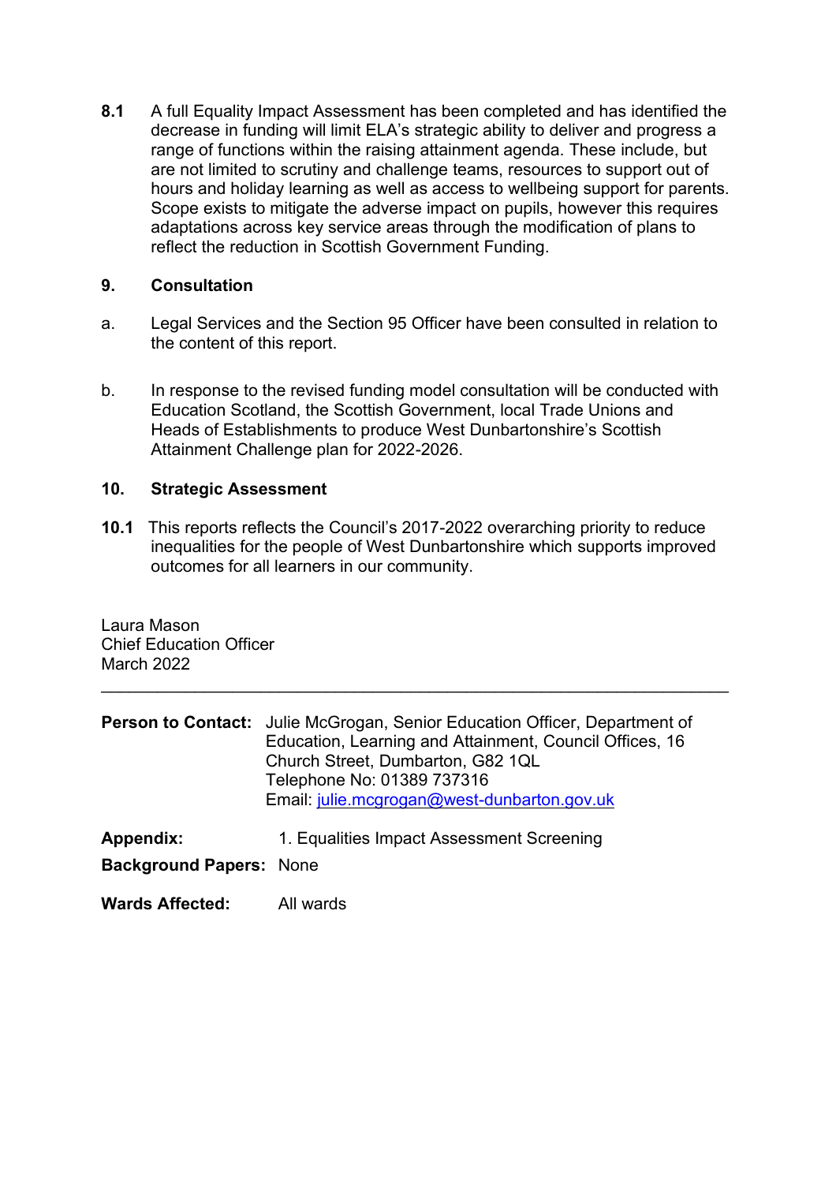**8.1** A full Equality Impact Assessment has been completed and has identified the decrease in funding will limit ELA's strategic ability to deliver and progress a range of functions within the raising attainment agenda. These include, but are not limited to scrutiny and challenge teams, resources to support out of hours and holiday learning as well as access to wellbeing support for parents. Scope exists to mitigate the adverse impact on pupils, however this requires adaptations across key service areas through the modification of plans to reflect the reduction in Scottish Government Funding.

## 9. Consultation

a. Legal Services and the Section 95 Officer have been consulted in relation to the content of this report.

b. In response to the revised funding model consultation will be conducted with Education Scotland, the Scottish Government, local Trade Unions and Heads of Establishments to produce West Dunbartonshire's Scottish Attainment Challenge plan for 2022-2026.

## 10. Strategic Assessment

**10.1** This reports reflects the Council's 2017-2022 overarching priority to reduce inequalities for the people of West Dunbartonshire which supports improved outcomes for all learners in our community.

Laura Mason
Chief Education Officer
March 2022

---

**Person to Contact:** Julie McGrogan, Senior Education Officer, Department of Education, Learning and Attainment, Council Offices, 16 Church Street, Dumbarton, G82 1QL
Telephone No: 01389 737316
Email: julie.mcgrogan@west-dunbarton.gov.uk

**Appendix:** 1. Equalities Impact Assessment Screening

**Background Papers:** None

**Wards Affected:** All wards